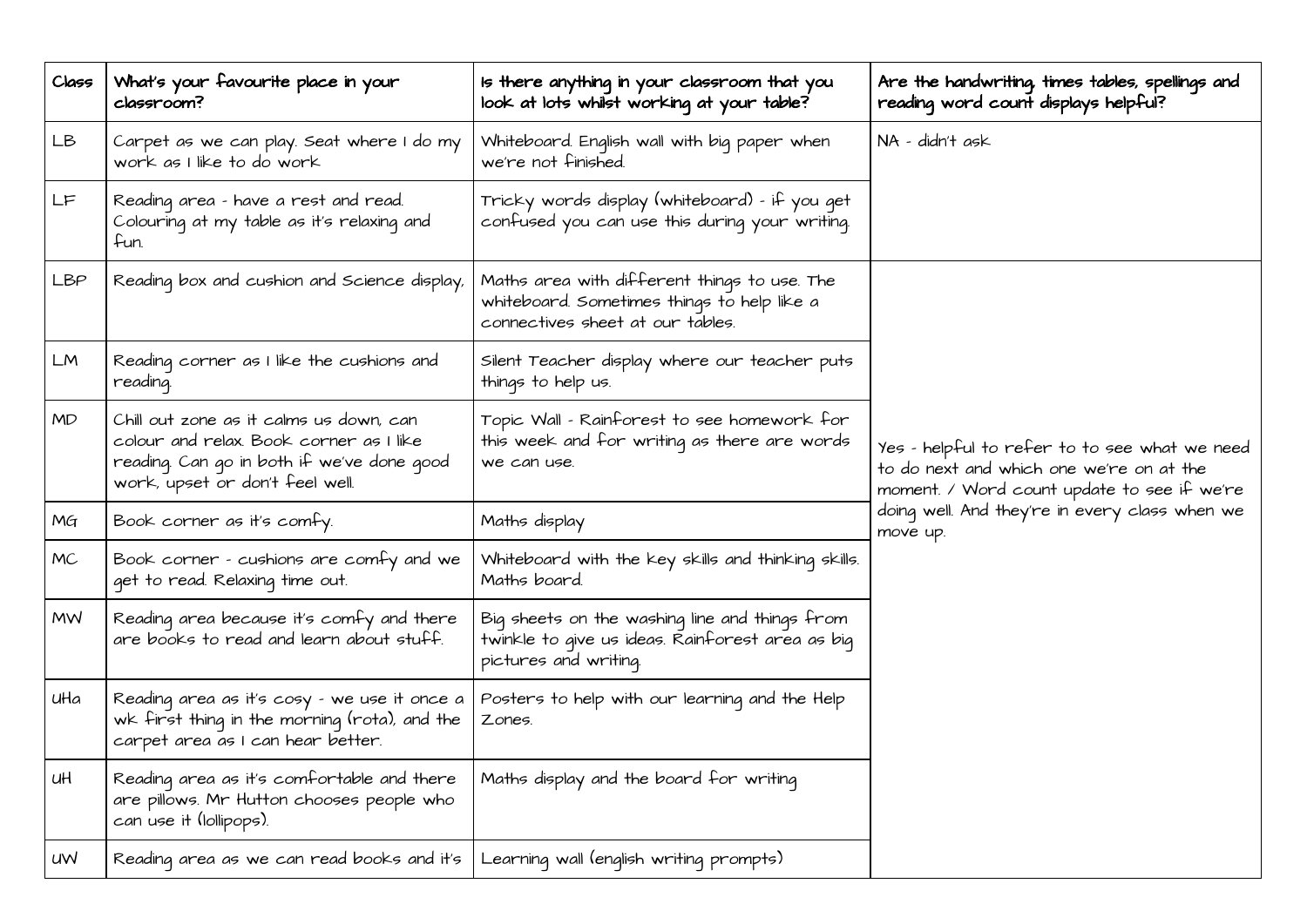| Class | What's your favourite place in your classroom? | Is there anything in your classroom that you look at lots whilst working at your table? | Are the handwriting, times tables, spellings and reading word count displays helpful? |
|---|---|---|---|
| LB | Carpet as we can play. Seat where I do my work as I like to do work | Whiteboard. English wall with big paper when we're not finished. | NA - didn't ask |
| LF | Reading area - have a rest and read. Colouring at my table as it's relaxing and fun. | Tricky words display (whiteboard) - if you get confused you can use this during your writing. | |
| LBP | Reading box and cushion and Science display, | Maths area with different things to use. The whiteboard. Sometimes things to help like a connectives sheet at our tables. | Yes - helpful to refer to to see what we need to do next and which one we're on at the moment. / Word count update to see if we're doing well. And they're in every class when we move up. |
| LM | Reading corner as I like the cushions and reading. | Silent Teacher display where our teacher puts things to help us. | |
| MD | Chill out zone as it calms us down, can colour and relax. Book corner as I like reading. Can go in both if we've done good work, upset or don't feel well. | Topic Wall - Rainforest to see homework for this week and for writing as there are words we can use. | |
| MG | Book corner as it's comfy. | Maths display | |
| MC | Book corner - cushions are comfy and we get to read. Relaxing time out. | Whiteboard with the key skills and thinking skills. Maths board. | |
| MW | Reading area because it's comfy and there are books to read and learn about stuff. | Big sheets on the washing line and things from twinkle to give us ideas. Rainforest area as big pictures and writing. | |
| UHa | Reading area as it's cosy - we use it once a wk first thing in the morning (rota), and the carpet area as I can hear better. | Posters to help with our learning and the Help Zones. | |
| UH | Reading area as it's comfortable and there are pillows. Mr Hutton chooses people who can use it (lollipops). | Maths display and the board for writing | |
| UW | Reading area as we can read books and it's | Learning wall (english writing prompts) | |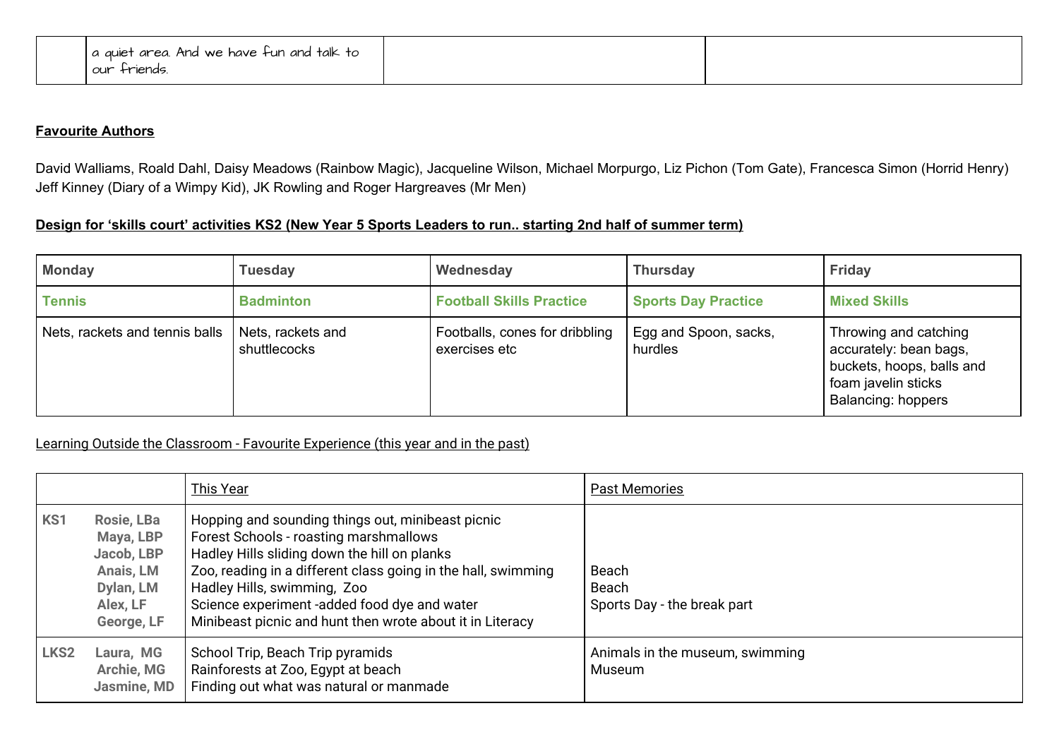| | a quiet area. And we have fun and talk to our friends. | | |
|---|---|---|---|

**Favourite Authors**

David Walliams, Roald Dahl, Daisy Meadows (Rainbow Magic), Jacqueline Wilson, Michael Morpurgo, Liz Pichon (Tom Gate), Francesca Simon (Horrid Henry) Jeff Kinney (Diary of a Wimpy Kid), JK Rowling and Roger Hargreaves (Mr Men)

**Design for 'skills court' activities KS2 (New Year 5 Sports Leaders to run.. starting 2nd half of summer term)**

| Monday | Tuesday | Wednesday | Thursday | Friday |
|---|---|---|---|---|
| **Tennis** | **Badminton** | **Football Skills Practice** | **Sports Day Practice** | **Mixed Skills** |
| Nets, rackets and tennis balls | Nets, rackets and shuttlecocks | Footballs, cones for dribbling exercises etc | Egg and Spoon, sacks, hurdles | Throwing and catching accurately: bean bags, buckets, hoops, balls and foam javelin sticks<br>Balancing: hoppers |

Learning Outside the Classroom - Favourite Experience (this year and in the past)

| | This Year | Past Memories |
|---|---|---|
| **KS1** **Rosie, LBa**<br>**Maya, LBP**<br>**Jacob, LBP**<br>**Anais, LM**<br>**Dylan, LM**<br>**Alex, LF**<br>**George, LF** | Hopping and sounding things out, minibeast picnic<br>Forest Schools - roasting marshmallows<br>Hadley Hills sliding down the hill on planks<br>Zoo, reading in a different class going in the hall, swimming<br>Hadley Hills, swimming, Zoo<br>Science experiment -added food dye and water<br>Minibeast picnic and hunt then wrote about it in Literacy | <br><br><br>Beach<br>Beach<br>Sports Day - the break part |
| **LKS2** **Laura, MG**<br>**Archie, MG**<br>**Jasmine, MD** | School Trip, Beach Trip pyramids<br>Rainforests at Zoo, Egypt at beach<br>Finding out what was natural or manmade | Animals in the museum, swimming<br>Museum |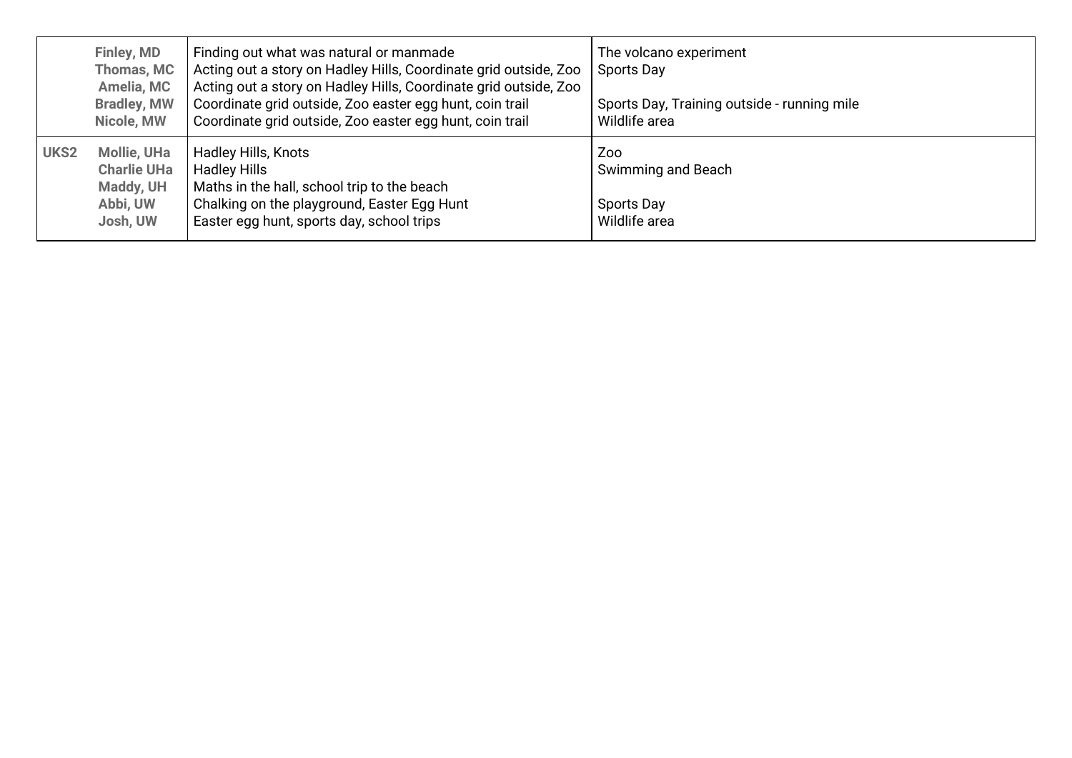| | | | |
|---|---|---|---|
| | Finley, MD<br>Thomas, MC<br>Amelia, MC<br>Bradley, MW<br>Nicole, MW | Finding out what was natural or manmade<br>Acting out a story on Hadley Hills, Coordinate grid outside, Zoo<br>Acting out a story on Hadley Hills, Coordinate grid outside, Zoo<br>Coordinate grid outside, Zoo easter egg hunt, coin trail<br>Coordinate grid outside, Zoo easter egg hunt, coin trail | The volcano experiment<br>Sports Day<br><br>Sports Day, Training outside - running mile<br>Wildlife area |
| UKS2 | Mollie, UHa<br>Charlie UHa<br>Maddy, UH<br>Abbi, UW<br>Josh, UW | Hadley Hills, Knots<br>Hadley Hills<br>Maths in the hall, school trip to the beach<br>Chalking on the playground, Easter Egg Hunt<br>Easter egg hunt, sports day, school trips | Zoo<br>Swimming and Beach<br><br>Sports Day<br>Wildlife area |